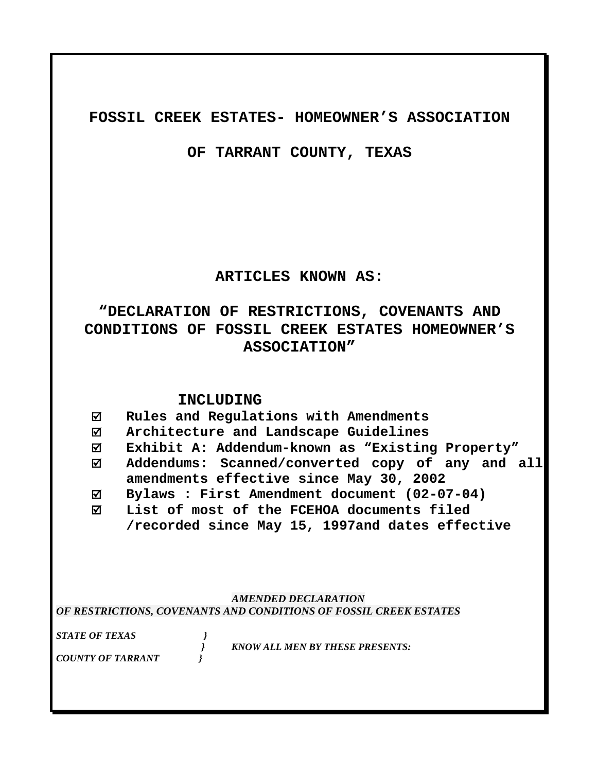# FOSSIL CREEK ESTATES- HOMEOWNER'S ASSOCIATION

# OF TARRANT COUNTY, TEXAS

## ARTICLES KNOWN AS:

## "DECLARATION OF RESTRICTIONS, COVENANTS AND CONDITIONS OF FOSSIL CREEK ESTATES HOMEOWNER'S ASSOCIATION"

**INCLUDING**

- ☑ **Rules and Regulations with Amendments**
- ☑ **Architecture and Landscape Guidelines**
- ☑ **Exhibit A: Addendum-known as "Existing Property"**
- ☑ **Addendums: Scanned/converted copy of any and all amendments effective since May 30, 2002**
- ☑ **Bylaws : First Amendment document (02-07-04)**
- ☑ **List of most of the FCEHOA documents filed /recorded since May 15, 1997and dates effective**

***AMENDED DECLARATION***
***OF RESTRICTIONS, COVENANTS AND CONDITIONS OF FOSSIL CREEK ESTATES***

***STATE OF TEXAS }***
***} KNOW ALL MEN BY THESE PRESENTS:***
***COUNTY OF TARRANT }***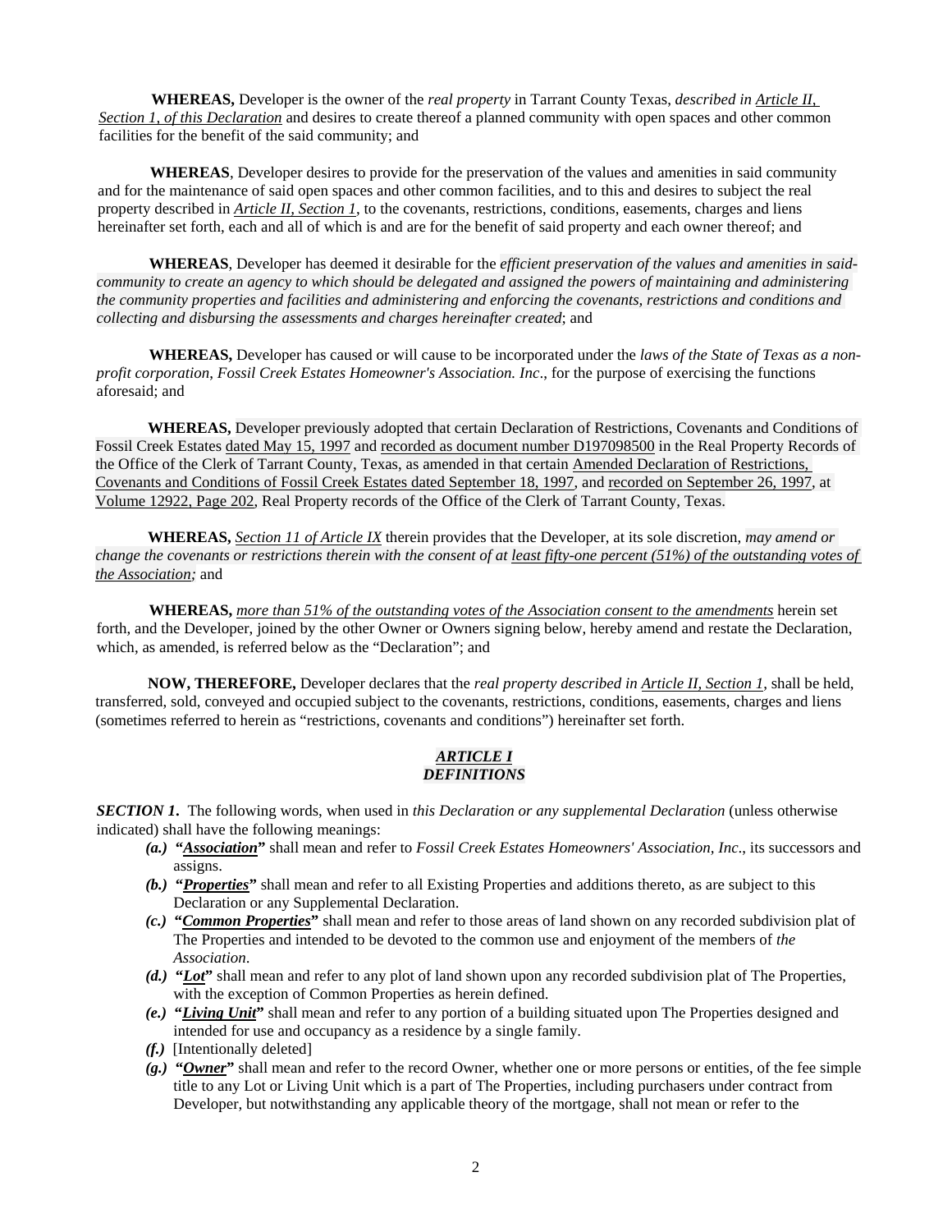**WHEREAS,** Developer is the owner of the *real property* in Tarrant County Texas, *described in Article II, Section 1, of this Declaration* and desires to create thereof a planned community with open spaces and other common facilities for the benefit of the said community; and

**WHEREAS**, Developer desires to provide for the preservation of the values and amenities in said community and for the maintenance of said open spaces and other common facilities, and to this and desires to subject the real property described in *Article II, Section 1*, to the covenants, restrictions, conditions, easements, charges and liens hereinafter set forth, each and all of which is and are for the benefit of said property and each owner thereof; and

**WHEREAS**, Developer has deemed it desirable for the *efficient preservation of the values and amenities in said-community to create an agency to which should be delegated and assigned the powers of maintaining and administering the community properties and facilities and administering and enforcing the covenants, restrictions and conditions and collecting and disbursing the assessments and charges hereinafter created*; and

**WHEREAS,** Developer has caused or will cause to be incorporated under the *laws of the State of Texas as a non-profit corporation, Fossil Creek Estates Homeowner's Association. Inc*., for the purpose of exercising the functions aforesaid; and

**WHEREAS,** Developer previously adopted that certain Declaration of Restrictions, Covenants and Conditions of Fossil Creek Estates dated May 15, 1997 and recorded as document number D197098500 in the Real Property Records of the Office of the Clerk of Tarrant County, Texas, as amended in that certain Amended Declaration of Restrictions, Covenants and Conditions of Fossil Creek Estates dated September 18, 1997, and recorded on September 26, 1997, at Volume 12922, Page 202, Real Property records of the Office of the Clerk of Tarrant County, Texas.

**WHEREAS,** *Section 11 of Article IX* therein provides that the Developer, at its sole discretion, *may amend or change the covenants or restrictions therein with the consent of at least fifty-one percent (51%) of the outstanding votes of the Association;* and

**WHEREAS,** *more than 51% of the outstanding votes of the Association consent to the amendments* herein set forth, and the Developer, joined by the other Owner or Owners signing below, hereby amend and restate the Declaration, which, as amended, is referred below as the "Declaration"; and

**NOW, THEREFORE,** Developer declares that the *real property described in Article II, Section 1*, shall be held, transferred, sold, conveyed and occupied subject to the covenants, restrictions, conditions, easements, charges and liens (sometimes referred to herein as "restrictions, covenants and conditions") hereinafter set forth.

## *ARTICLE I*
## *DEFINITIONS*

***SECTION 1.*** The following words, when used in *this Declaration or any supplemental Declaration* (unless otherwise indicated) shall have the following meanings:

- ***(a.)*** **"*Association*"** shall mean and refer to *Fossil Creek Estates Homeowners' Association, Inc*., its successors and assigns.
- ***(b.)*** **"*Properties*"** shall mean and refer to all Existing Properties and additions thereto, as are subject to this Declaration or any Supplemental Declaration.
- ***(c.)*** **"*Common Properties*"** shall mean and refer to those areas of land shown on any recorded subdivision plat of The Properties and intended to be devoted to the common use and enjoyment of the members of *the Association*.
- ***(d.)*** **"*Lot*"** shall mean and refer to any plot of land shown upon any recorded subdivision plat of The Properties, with the exception of Common Properties as herein defined.
- ***(e.)*** **"*Living Unit*"** shall mean and refer to any portion of a building situated upon The Properties designed and intended for use and occupancy as a residence by a single family.
- ***(f.)*** [Intentionally deleted]
- ***(g.)*** **"*Owner*"** shall mean and refer to the record Owner, whether one or more persons or entities, of the fee simple title to any Lot or Living Unit which is a part of The Properties, including purchasers under contract from Developer, but notwithstanding any applicable theory of the mortgage, shall not mean or refer to the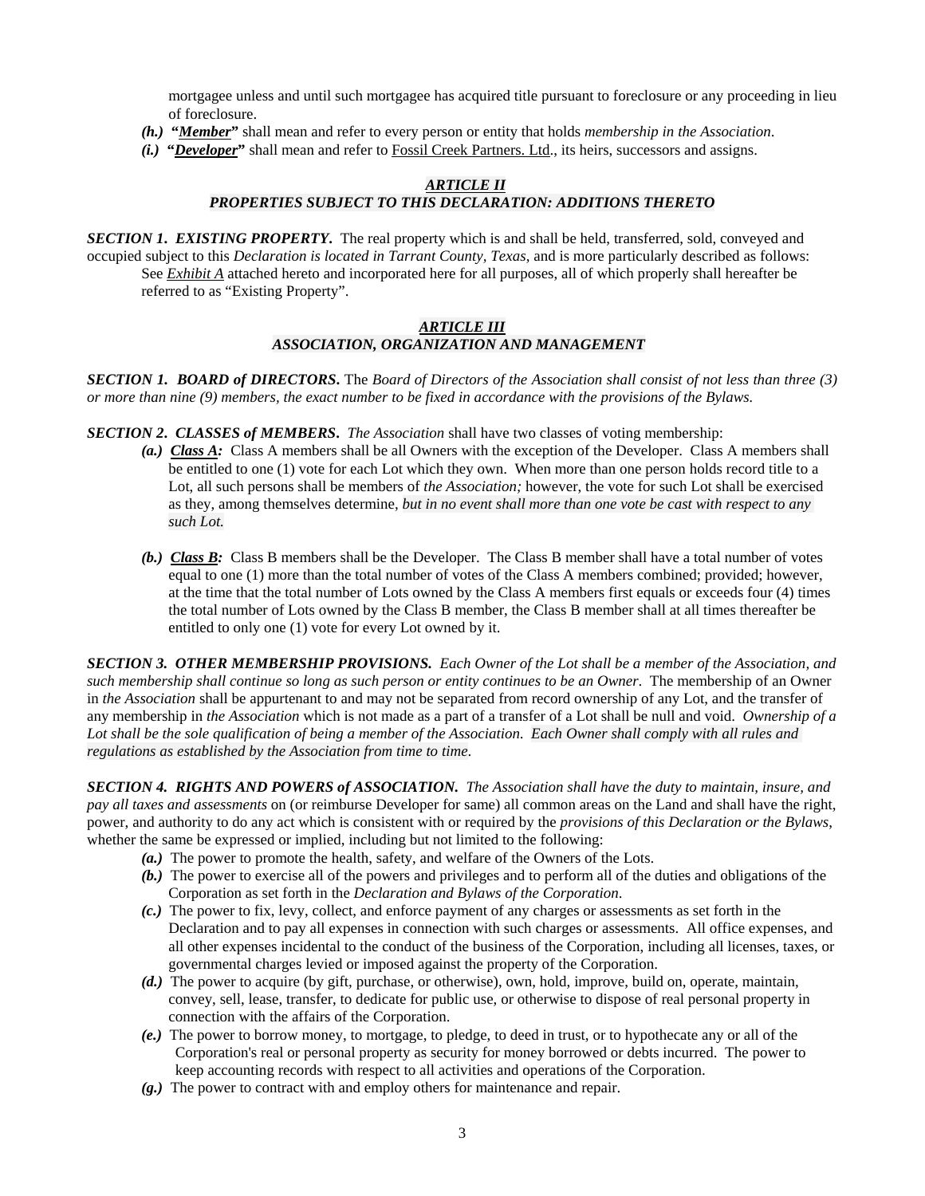mortgagee unless and until such mortgagee has acquired title pursuant to foreclosure or any proceeding in lieu of foreclosure.

***(h.)*** **"*Member*"** shall mean and refer to every person or entity that holds *membership in the Association*.

***(i.)*** **"*Developer*"** shall mean and refer to Fossil Creek Partners. Ltd., its heirs, successors and assigns.

## *ARTICLE II*
## *PROPERTIES SUBJECT TO THIS DECLARATION: ADDITIONS THERETO*

***SECTION 1. EXISTING PROPERTY.*** The real property which is and shall be held, transferred, sold, conveyed and occupied subject to this *Declaration is located in Tarrant County, Texas*, and is more particularly described as follows: See *Exhibit A* attached hereto and incorporated here for all purposes, all of which properly shall hereafter be referred to as "Existing Property".

## *ARTICLE III*
## *ASSOCIATION, ORGANIZATION AND MANAGEMENT*

***SECTION 1. BOARD of DIRECTORS.*** The *Board of Directors of the Association shall consist of not less than three (3) or more than nine (9) members, the exact number to be fixed in accordance with the provisions of the Bylaws.*

***SECTION 2. CLASSES of MEMBERS.*** *The Association* shall have two classes of voting membership:

***(a.)*** ***Class A:*** Class A members shall be all Owners with the exception of the Developer. Class A members shall be entitled to one (1) vote for each Lot which they own. When more than one person holds record title to a Lot, all such persons shall be members of *the Association;* however, the vote for such Lot shall be exercised as they, among themselves determine, *but in no event shall more than one vote be cast with respect to any such Lot.*

***(b.)*** ***Class B:*** Class B members shall be the Developer. The Class B member shall have a total number of votes equal to one (1) more than the total number of votes of the Class A members combined; provided; however, at the time that the total number of Lots owned by the Class A members first equals or exceeds four (4) times the total number of Lots owned by the Class B member, the Class B member shall at all times thereafter be entitled to only one (1) vote for every Lot owned by it.

***SECTION 3. OTHER MEMBERSHIP PROVISIONS.*** *Each Owner of the Lot shall be a member of the Association, and such membership shall continue so long as such person or entity continues to be an Owner.* The membership of an Owner in *the Association* shall be appurtenant to and may not be separated from record ownership of any Lot, and the transfer of any membership in *the Association* which is not made as a part of a transfer of a Lot shall be null and void. *Ownership of a Lot shall be the sole qualification of being a member of the Association. Each Owner shall comply with all rules and regulations as established by the Association from time to time.*

***SECTION 4. RIGHTS AND POWERS of ASSOCIATION.*** *The Association shall have the duty to maintain, insure, and pay all taxes and assessments* on (or reimburse Developer for same) all common areas on the Land and shall have the right, power, and authority to do any act which is consistent with or required by the *provisions of this Declaration or the Bylaws*, whether the same be expressed or implied, including but not limited to the following:

***(a.)*** The power to promote the health, safety, and welfare of the Owners of the Lots.

***(b.)*** The power to exercise all of the powers and privileges and to perform all of the duties and obligations of the Corporation as set forth in the *Declaration and Bylaws of the Corporation*.

***(c.)*** The power to fix, levy, collect, and enforce payment of any charges or assessments as set forth in the Declaration and to pay all expenses in connection with such charges or assessments. All office expenses, and all other expenses incidental to the conduct of the business of the Corporation, including all licenses, taxes, or governmental charges levied or imposed against the property of the Corporation.

***(d.)*** The power to acquire (by gift, purchase, or otherwise), own, hold, improve, build on, operate, maintain, convey, sell, lease, transfer, to dedicate for public use, or otherwise to dispose of real personal property in connection with the affairs of the Corporation.

***(e.)*** The power to borrow money, to mortgage, to pledge, to deed in trust, or to hypothecate any or all of the Corporation's real or personal property as security for money borrowed or debts incurred. The power to keep accounting records with respect to all activities and operations of the Corporation.

***(g.)*** The power to contract with and employ others for maintenance and repair.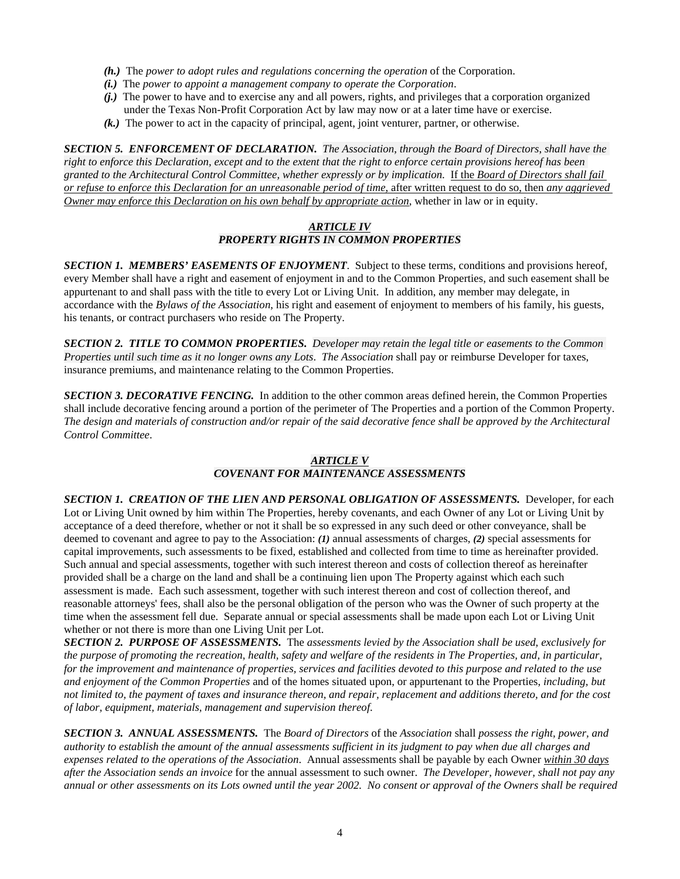- ***(h.)*** The *power to adopt rules and regulations concerning the operation* of the Corporation.
- ***(i.)*** The *power to appoint a management company to operate the Corporation*.
- ***(j.)*** The power to have and to exercise any and all powers, rights, and privileges that a corporation organized under the Texas Non-Profit Corporation Act by law may now or at a later time have or exercise.
- ***(k.)*** The power to act in the capacity of principal, agent, joint venturer, partner, or otherwise.

***SECTION 5. ENFORCEMENT OF DECLARATION.*** *The Association, through the Board of Directors, shall have the right to enforce this Declaration, except and to the extent that the right to enforce certain provisions hereof has been granted to the Architectural Control Committee, whether expressly or by implication.* If the *Board of Directors shall fail or refuse to enforce this Declaration for an unreasonable period of time,* after written request to do so, then *any aggrieved Owner may enforce this Declaration on his own behalf by appropriate action*, whether in law or in equity.

## *ARTICLE IV*
## *PROPERTY RIGHTS IN COMMON PROPERTIES*

***SECTION 1. MEMBERS' EASEMENTS OF ENJOYMENT***. Subject to these terms, conditions and provisions hereof, every Member shall have a right and easement of enjoyment in and to the Common Properties, and such easement shall be appurtenant to and shall pass with the title to every Lot or Living Unit. In addition, any member may delegate, in accordance with the *Bylaws of the Association,* his right and easement of enjoyment to members of his family, his guests, his tenants, or contract purchasers who reside on The Property.

***SECTION 2. TITLE TO COMMON PROPERTIES.*** *Developer may retain the legal title or easements to the Common Properties until such time as it no longer owns any Lots*. *The Association* shall pay or reimburse Developer for taxes, insurance premiums, and maintenance relating to the Common Properties.

***SECTION 3. DECORATIVE FENCING.*** In addition to the other common areas defined herein, the Common Properties shall include decorative fencing around a portion of the perimeter of The Properties and a portion of the Common Property. *The design and materials of construction and/or repair of the said decorative fence shall be approved by the Architectural Control Committee*.

## *ARTICLE V*
## *COVENANT FOR MAINTENANCE ASSESSMENTS*

***SECTION 1. CREATION OF THE LIEN AND PERSONAL OBLIGATION OF ASSESSMENTS.*** Developer, for each Lot or Living Unit owned by him within The Properties, hereby covenants, and each Owner of any Lot or Living Unit by acceptance of a deed therefore, whether or not it shall be so expressed in any such deed or other conveyance, shall be deemed to covenant and agree to pay to the Association: ***(1)*** annual assessments of charges, ***(2)*** special assessments for capital improvements, such assessments to be fixed, established and collected from time to time as hereinafter provided. Such annual and special assessments, together with such interest thereon and costs of collection thereof as hereinafter provided shall be a charge on the land and shall be a continuing lien upon The Property against which each such assessment is made. Each such assessment, together with such interest thereon and cost of collection thereof, and reasonable attorneys' fees, shall also be the personal obligation of the person who was the Owner of such property at the time when the assessment fell due. Separate annual or special assessments shall be made upon each Lot or Living Unit whether or not there is more than one Living Unit per Lot.

***SECTION 2. PURPOSE OF ASSESSMENTS.*** The *assessments levied by the Association shall be used, exclusively for the purpose of promoting the recreation, health, safety and welfare of the residents in The Properties, and, in particular, for the improvement and maintenance of properties, services and facilities devoted to this purpose and related to the use and enjoyment of the Common Properties* and of the homes situated upon, or appurtenant to the Properties, *including, but not limited to, the payment of taxes and insurance thereon, and repair, replacement and additions thereto, and for the cost of labor, equipment, materials, management and supervision thereof.*

***SECTION 3. ANNUAL ASSESSMENTS.*** The *Board of Directors* of the *Association* shall *possess the right, power, and authority to establish the amount of the annual assessments sufficient in its judgment to pay when due all charges and expenses related to the operations of the Association*. Annual assessments shall be payable by each Owner ***within 30 days** after the Association sends an invoice* for the annual assessment to such owner. *The Developer, however, shall not pay any annual or other assessments on its Lots owned until the year 2002. No consent or approval of the Owners shall be required*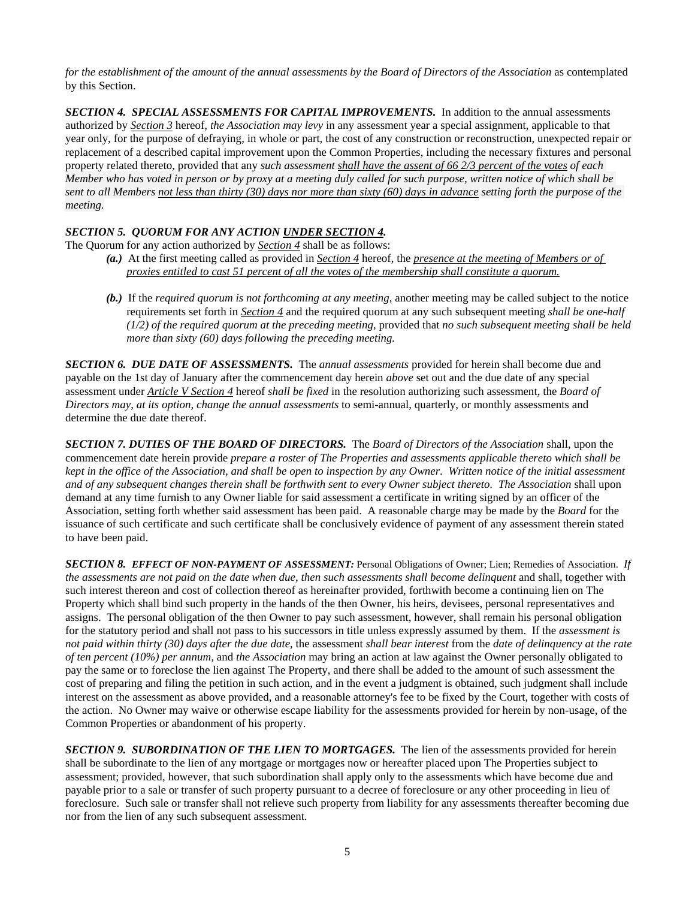*for the establishment of the amount of the annual assessments by the Board of Directors of the Association* as contemplated by this Section.

***SECTION 4. SPECIAL ASSESSMENTS FOR CAPITAL IMPROVEMENTS.*** In addition to the annual assessments authorized by *Section 3* hereof, *the Association may levy* in any assessment year a special assignment, applicable to that year only, for the purpose of defraying, in whole or part, the cost of any construction or reconstruction, unexpected repair or replacement of a described capital improvement upon the Common Properties, including the necessary fixtures and personal property related thereto, provided that any *such assessment shall have the assent of 66 2/3 percent of the votes of each Member who has voted in person or by proxy at a meeting duly called for such purpose, written notice of which shall be sent to all Members not less than thirty (30) days nor more than sixty (60) days in advance setting forth the purpose of the meeting.*

***SECTION 5. QUORUM FOR ANY ACTION UNDER SECTION 4.***

The Quorum for any action authorized by *Section 4* shall be as follows:

- ***(a.)*** At the first meeting called as provided in *Section 4* hereof, the *presence at the meeting of Members or of proxies entitled to cast 51 percent of all the votes of the membership shall constitute a quorum.*

- ***(b.)*** If the *required quorum is not forthcoming at any meeting,* another meeting may be called subject to the notice requirements set forth in *Section 4* and the required quorum at any such subsequent meeting *shall be one-half (1/2) of the required quorum at the preceding meeting,* provided that *no such subsequent meeting shall be held more than sixty (60) days following the preceding meeting.*

***SECTION 6. DUE DATE OF ASSESSMENTS.*** The *annual assessments* provided for herein shall become due and payable on the 1st day of January after the commencement day herein *above* set out and the due date of any special assessment under *Article V Section 4* hereof *shall be fixed* in the resolution authorizing such assessment, the *Board of Directors may, at its option, change the annual assessments* to semi-annual, quarterly, or monthly assessments and determine the due date thereof.

***SECTION 7. DUTIES OF THE BOARD OF DIRECTORS.*** The *Board of Directors of the Association* shall, upon the commencement date herein provide *prepare a roster of The Properties and assessments applicable thereto which shall be kept in the office of the Association, and shall be open to inspection by any Owner. Written notice of the initial assessment and of any subsequent changes therein shall be forthwith sent to every Owner subject thereto. The Association* shall upon demand at any time furnish to any Owner liable for said assessment a certificate in writing signed by an officer of the Association, setting forth whether said assessment has been paid. A reasonable charge may be made by the *Board* for the issuance of such certificate and such certificate shall be conclusively evidence of payment of any assessment therein stated to have been paid.

***SECTION 8. EFFECT OF NON-PAYMENT OF ASSESSMENT:*** Personal Obligations of Owner; Lien; Remedies of Association. *If the assessments are not paid on the date when due, then such assessments shall become delinquent* and shall, together with such interest thereon and cost of collection thereof as hereinafter provided, forthwith become a continuing lien on The Property which shall bind such property in the hands of the then Owner, his heirs, devisees, personal representatives and assigns. The personal obligation of the then Owner to pay such assessment, however, shall remain his personal obligation for the statutory period and shall not pass to his successors in title unless expressly assumed by them. If the *assessment is not paid within thirty (30) days after the due date,* the assessment *shall bear interest* from the *date of delinquency at the rate of ten percent (10%) per annum,* and *the Association* may bring an action at law against the Owner personally obligated to pay the same or to foreclose the lien against The Property, and there shall be added to the amount of such assessment the cost of preparing and filing the petition in such action, and in the event a judgment is obtained, such judgment shall include interest on the assessment as above provided, and a reasonable attorney's fee to be fixed by the Court, together with costs of the action. No Owner may waive or otherwise escape liability for the assessments provided for herein by non-usage, of the Common Properties or abandonment of his property.

***SECTION 9. SUBORDINATION OF THE LIEN TO MORTGAGES.*** The lien of the assessments provided for herein shall be subordinate to the lien of any mortgage or mortgages now or hereafter placed upon The Properties subject to assessment; provided, however, that such subordination shall apply only to the assessments which have become due and payable prior to a sale or transfer of such property pursuant to a decree of foreclosure or any other proceeding in lieu of foreclosure. Such sale or transfer shall not relieve such property from liability for any assessments thereafter becoming due nor from the lien of any such subsequent assessment.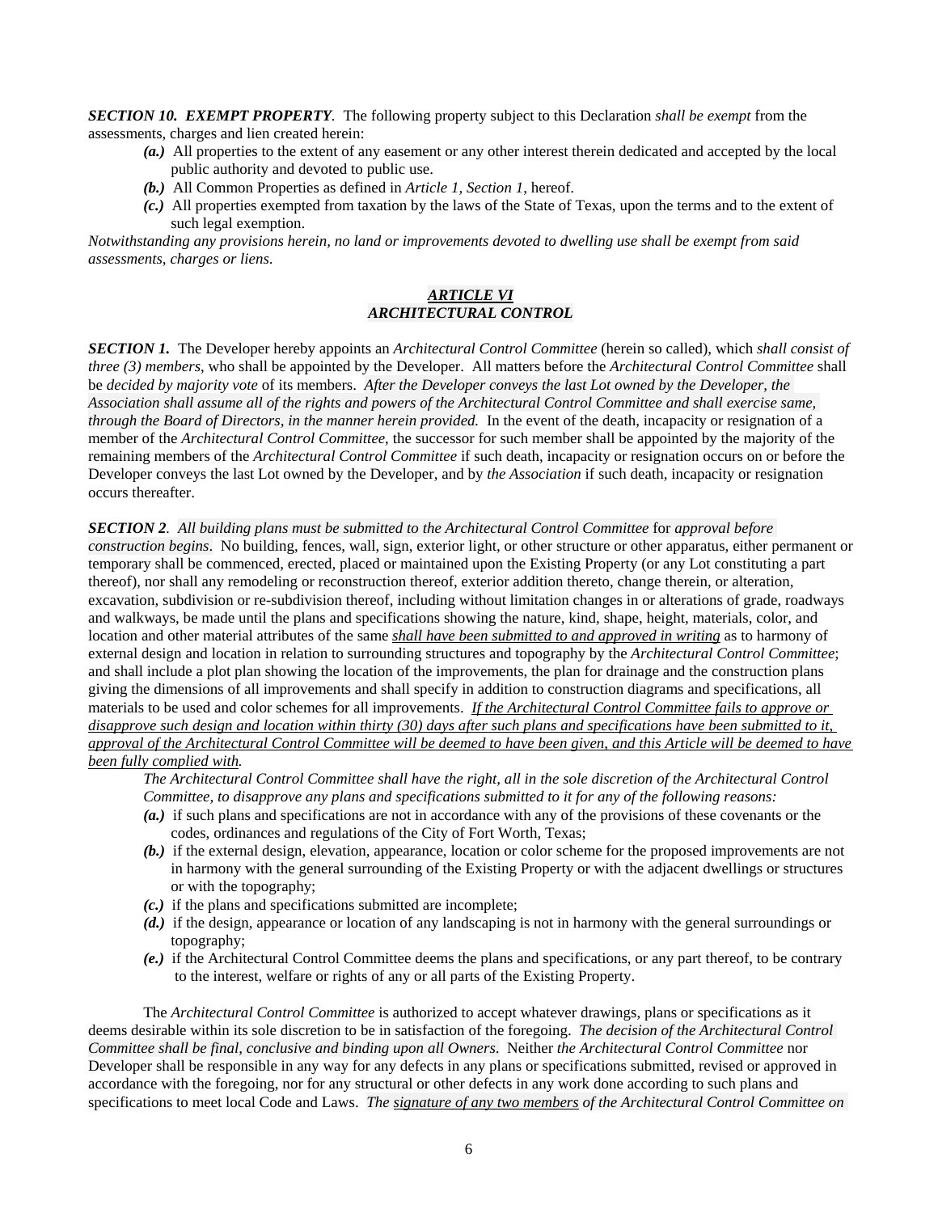***SECTION 10. EXEMPT PROPERTY***. The following property subject to this Declaration *shall be exempt* from the assessments, charges and lien created herein:

- ***(a.)*** All properties to the extent of any easement or any other interest therein dedicated and accepted by the local public authority and devoted to public use.
- ***(b.)*** All Common Properties as defined in *Article 1, Section 1*, hereof.
- ***(c.)*** All properties exempted from taxation by the laws of the State of Texas, upon the terms and to the extent of such legal exemption.

*Notwithstanding any provisions herein, no land or improvements devoted to dwelling use shall be exempt from said assessments, charges or liens.*

## ***ARTICLE VI***
## ***ARCHITECTURAL CONTROL***

***SECTION 1.*** The Developer hereby appoints an *Architectural Control Committee* (herein so called), which *shall consist of three (3) members*, who shall be appointed by the Developer. All matters before the *Architectural Control Committee* shall be *decided by majority vote* of its members. *After the Developer conveys the last Lot owned by the Developer, the Association shall assume all of the rights and powers of the Architectural Control Committee and shall exercise same, through the Board of Directors, in the manner herein provided.* In the event of the death, incapacity or resignation of a member of the *Architectural Control Committee*, the successor for such member shall be appointed by the majority of the remaining members of the *Architectural Control Committee* if such death, incapacity or resignation occurs on or before the Developer conveys the last Lot owned by the Developer, and by *the Association* if such death, incapacity or resignation occurs thereafter.

***SECTION 2***. *All building plans must be submitted to the Architectural Control Committee* for *approval before construction begins*. No building, fences, wall, sign, exterior light, or other structure or other apparatus, either permanent or temporary shall be commenced, erected, placed or maintained upon the Existing Property (or any Lot constituting a part thereof), nor shall any remodeling or reconstruction thereof, exterior addition thereto, change therein, or alteration, excavation, subdivision or re-subdivision thereof, including without limitation changes in or alterations of grade, roadways and walkways, be made until the plans and specifications showing the nature, kind, shape, height, materials, color, and location and other material attributes of the same ***shall have been submitted to and approved in writing*** as to harmony of external design and location in relation to surrounding structures and topography by the *Architectural Control Committee*; and shall include a plot plan showing the location of the improvements, the plan for drainage and the construction plans giving the dimensions of all improvements and shall specify in addition to construction diagrams and specifications, all materials to be used and color schemes for all improvements. *If the Architectural Control Committee fails to approve or disapprove such design and location within thirty (30) days after such plans and specifications have been submitted to it, approval of the Architectural Control Committee will be deemed to have been given, and this Article will be deemed to have been fully complied with.*

*The Architectural Control Committee shall have the right, all in the sole discretion of the Architectural Control Committee, to disapprove any plans and specifications submitted to it for any of the following reasons:*

- ***(a.)*** if such plans and specifications are not in accordance with any of the provisions of these covenants or the codes, ordinances and regulations of the City of Fort Worth, Texas;
- ***(b.)*** if the external design, elevation, appearance, location or color scheme for the proposed improvements are not in harmony with the general surrounding of the Existing Property or with the adjacent dwellings or structures or with the topography;
- ***(c.)*** if the plans and specifications submitted are incomplete;
- ***(d.)*** if the design, appearance or location of any landscaping is not in harmony with the general surroundings or topography;
- ***(e.)*** if the Architectural Control Committee deems the plans and specifications, or any part thereof, to be contrary to the interest, welfare or rights of any or all parts of the Existing Property.

The *Architectural Control Committee* is authorized to accept whatever drawings, plans or specifications as it deems desirable within its sole discretion to be in satisfaction of the foregoing. *The decision of the Architectural Control Committee shall be final, conclusive and binding upon all Owners.* Neither *the Architectural Control Committee* nor Developer shall be responsible in any way for any defects in any plans or specifications submitted, revised or approved in accordance with the foregoing, nor for any structural or other defects in any work done according to such plans and specifications to meet local Code and Laws. *The signature of any two members of the Architectural Control Committee on*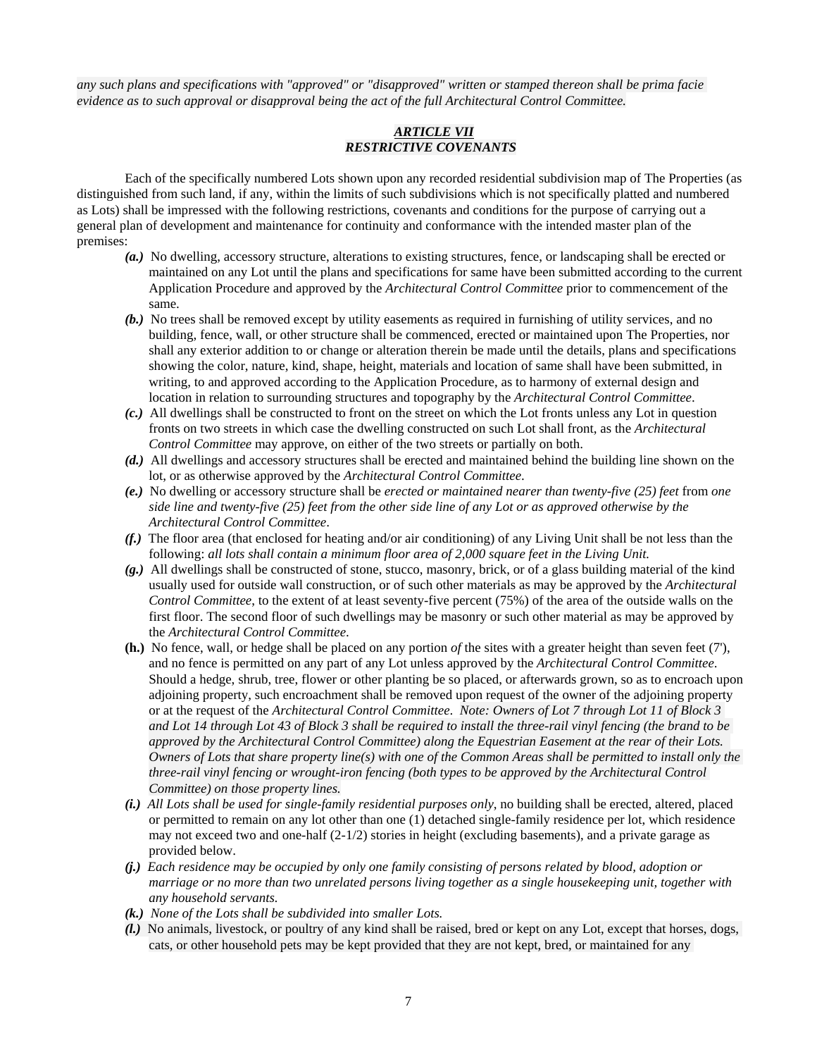*any such plans and specifications with "approved" or "disapproved" written or stamped thereon shall be prima facie evidence as to such approval or disapproval being the act of the full Architectural Control Committee.*

## *ARTICLE VII*
## *RESTRICTIVE COVENANTS*

Each of the specifically numbered Lots shown upon any recorded residential subdivision map of The Properties (as distinguished from such land, if any, within the limits of such subdivisions which is not specifically platted and numbered as Lots) shall be impressed with the following restrictions, covenants and conditions for the purpose of carrying out a general plan of development and maintenance for continuity and conformance with the intended master plan of the premises:

- ***(a.)*** No dwelling, accessory structure, alterations to existing structures, fence, or landscaping shall be erected or maintained on any Lot until the plans and specifications for same have been submitted according to the current Application Procedure and approved by the *Architectural Control Committee* prior to commencement of the same.
- ***(b.)*** No trees shall be removed except by utility easements as required in furnishing of utility services, and no building, fence, wall, or other structure shall be commenced, erected or maintained upon The Properties, nor shall any exterior addition to or change or alteration therein be made until the details, plans and specifications showing the color, nature, kind, shape, height, materials and location of same shall have been submitted, in writing, to and approved according to the Application Procedure, as to harmony of external design and location in relation to surrounding structures and topography by the *Architectural Control Committee*.
- ***(c.)*** All dwellings shall be constructed to front on the street on which the Lot fronts unless any Lot in question fronts on two streets in which case the dwelling constructed on such Lot shall front, as the *Architectural Control Committee* may approve, on either of the two streets or partially on both.
- ***(d.)*** All dwellings and accessory structures shall be erected and maintained behind the building line shown on the lot, or as otherwise approved by the *Architectural Control Committee*.
- ***(e.)*** No dwelling or accessory structure shall be *erected or maintained nearer than twenty-five (25) feet* from *one side line and twenty-five (25) feet from the other side line of any Lot or as approved otherwise by the Architectural Control Committee*.
- ***(f.)*** The floor area (that enclosed for heating and/or air conditioning) of any Living Unit shall be not less than the following: *all lots shall contain a minimum floor area of 2,000 square feet in the Living Unit.*
- ***(g.)*** All dwellings shall be constructed of stone, stucco, masonry, brick, or of a glass building material of the kind usually used for outside wall construction, or of such other materials as may be approved by the *Architectural Control Committee*, to the extent of at least seventy-five percent (75%) of the area of the outside walls on the first floor. The second floor of such dwellings may be masonry or such other material as may be approved by the *Architectural Control Committee*.
- **(h.)** No fence, wall, or hedge shall be placed on any portion *of* the sites with a greater height than seven feet (7'), and no fence is permitted on any part of any Lot unless approved by the *Architectural Control Committee*. Should a hedge, shrub, tree, flower or other planting be so placed, or afterwards grown, so as to encroach upon adjoining property, such encroachment shall be removed upon request of the owner of the adjoining property or at the request of the *Architectural Control Committee*. *Note: Owners of Lot 7 through Lot 11 of Block 3 and Lot 14 through Lot 43 of Block 3 shall be required to install the three-rail vinyl fencing (the brand to be approved by the Architectural Control Committee) along the Equestrian Easement at the rear of their Lots. Owners of Lots that share property line(s) with one of the Common Areas shall be permitted to install only the three-rail vinyl fencing or wrought-iron fencing (both types to be approved by the Architectural Control Committee) on those property lines.*
- ***(i.)*** *All Lots shall be used for single-family residential purposes only,* no building shall be erected, altered, placed or permitted to remain on any lot other than one (1) detached single-family residence per lot, which residence may not exceed two and one-half (2-1/2) stories in height (excluding basements), and a private garage as provided below.
- ***(j.)*** *Each residence may be occupied by only one family consisting of persons related by blood, adoption or marriage or no more than two unrelated persons living together as a single housekeeping unit, together with any household servants.*
- ***(k.)*** *None of the Lots shall be subdivided into smaller Lots.*
- ***(l.)*** No animals, livestock, or poultry of any kind shall be raised, bred or kept on any Lot, except that horses, dogs, cats, or other household pets may be kept provided that they are not kept, bred, or maintained for any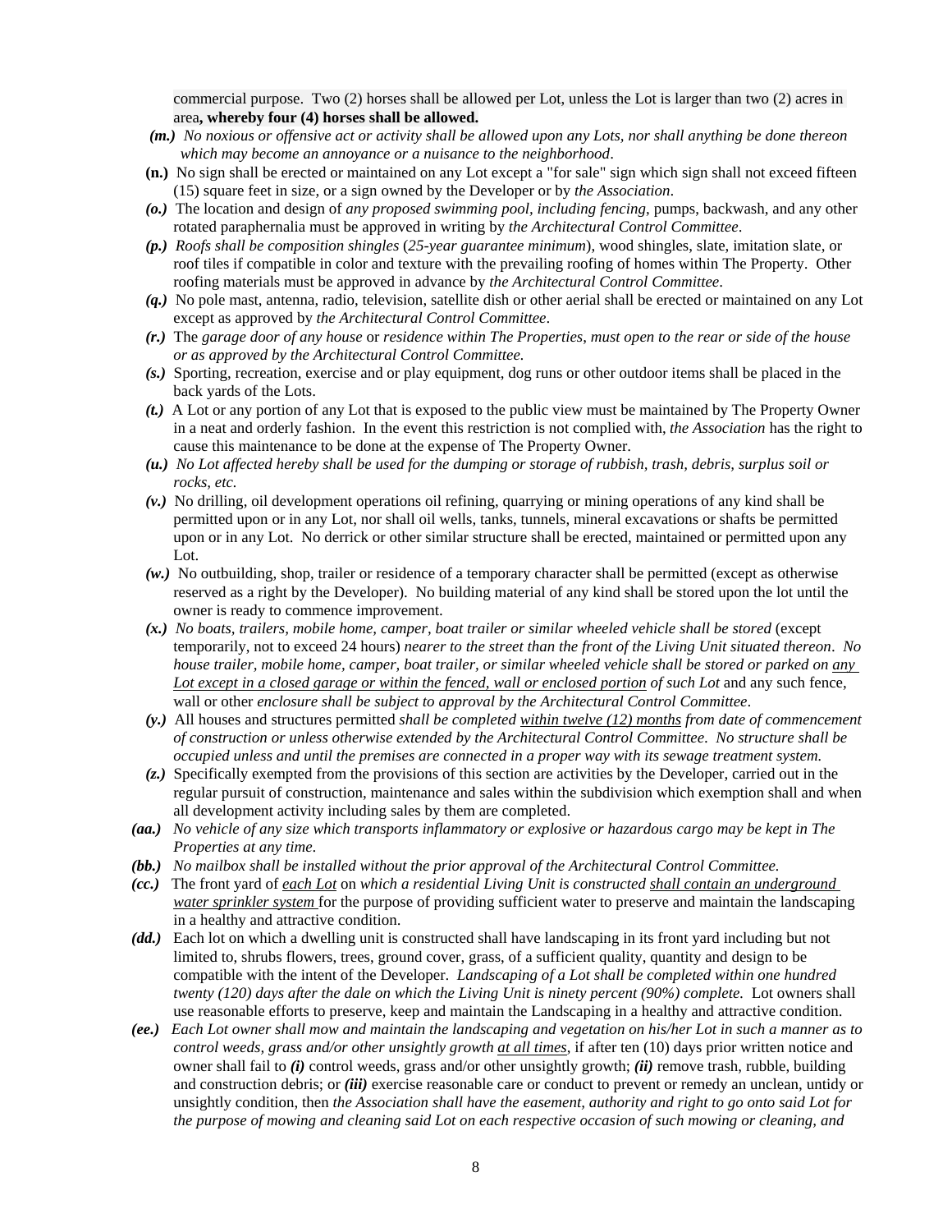commercial purpose. Two (2) horses shall be allowed per Lot, unless the Lot is larger than two (2) acres in area**, whereby four (4) horses shall be allowed.**

***(m.)*** *No noxious or offensive act or activity shall be allowed upon any Lots, nor shall anything be done thereon which may become an annoyance or a nuisance to the neighborhood*.

**(n.)** No sign shall be erected or maintained on any Lot except a "for sale" sign which sign shall not exceed fifteen (15) square feet in size, or a sign owned by the Developer or by *the Association*.

***(o.)*** The location and design of *any proposed swimming pool, including fencing*, pumps, backwash, and any other rotated paraphernalia must be approved in writing by *the Architectural Control Committee*.

***(p.)*** *Roofs shall be composition shingles* (*25-year guarantee minimum*), wood shingles, slate, imitation slate, or roof tiles if compatible in color and texture with the prevailing roofing of homes within The Property. Other roofing materials must be approved in advance by *the Architectural Control Committee*.

***(q.)*** No pole mast, antenna, radio, television, satellite dish or other aerial shall be erected or maintained on any Lot except as approved by *the Architectural Control Committee*.

***(r.)*** The *garage door of any house* or *residence within The Properties, must open to the rear or side of the house or as approved by the Architectural Control Committee.*

***(s.)*** Sporting, recreation, exercise and or play equipment, dog runs or other outdoor items shall be placed in the back yards of the Lots.

***(t.)*** A Lot or any portion of any Lot that is exposed to the public view must be maintained by The Property Owner in a neat and orderly fashion. In the event this restriction is not complied with, *the Association* has the right to cause this maintenance to be done at the expense of The Property Owner.

***(u.)*** *No Lot affected hereby shall be used for the dumping or storage of rubbish, trash, debris, surplus soil or rocks, etc.*

***(v.)*** No drilling, oil development operations oil refining, quarrying or mining operations of any kind shall be permitted upon or in any Lot, nor shall oil wells, tanks, tunnels, mineral excavations or shafts be permitted upon or in any Lot. No derrick or other similar structure shall be erected, maintained or permitted upon any Lot.

***(w.)*** No outbuilding, shop, trailer or residence of a temporary character shall be permitted (except as otherwise reserved as a right by the Developer). No building material of any kind shall be stored upon the lot until the owner is ready to commence improvement.

***(x.)*** *No boats, trailers, mobile home, camper, boat trailer or similar wheeled vehicle shall be stored* (except temporarily, not to exceed 24 hours) *nearer to the street than the front of the Living Unit situated thereon*. *No house trailer, mobile home, camper, boat trailer, or similar wheeled vehicle shall be stored or parked on <u>any Lot except in a closed garage or within the fenced, wall or enclosed portion</u> of such Lot* and any such fence, wall or other *enclosure shall be subject to approval by the Architectural Control Committee*.

***(y.)*** All houses and structures permitted *shall be completed <u>within twelve (12) months</u> from date of commencement of construction or unless otherwise extended by the Architectural Control Committee. No structure shall be occupied unless and until the premises are connected in a proper way with its sewage treatment system.*

***(z.)*** Specifically exempted from the provisions of this section are activities by the Developer, carried out in the regular pursuit of construction, maintenance and sales within the subdivision which exemption shall and when all development activity including sales by them are completed.

***(aa.)*** *No vehicle of any size which transports inflammatory or explosive or hazardous cargo may be kept in The Properties at any time*.

***(bb.)*** *No mailbox shall be installed without the prior approval of the Architectural Control Committee.*

***(cc.)*** The front yard of *<u>each Lot</u>* on *which a residential Living Unit is constructed* <u>*shall contain an underground water sprinkler system*</u> for the purpose of providing sufficient water to preserve and maintain the landscaping in a healthy and attractive condition.

***(dd.)*** Each lot on which a dwelling unit is constructed shall have landscaping in its front yard including but not limited to, shrubs flowers, trees, ground cover, grass, of a sufficient quality, quantity and design to be compatible with the intent of the Developer. *Landscaping of a Lot shall be completed within one hundred twenty (120) days after the dale on which the Living Unit is ninety percent (90%) complete.* Lot owners shall use reasonable efforts to preserve, keep and maintain the Landscaping in a healthy and attractive condition.

***(ee.)*** *Each Lot owner shall mow and maintain the landscaping and vegetation on his/her Lot in such a manner as to control weeds, grass and/or other unsightly growth <u>at all times</u>*, if after ten (10) days prior written notice and owner shall fail to ***(i)*** control weeds, grass and/or other unsightly growth; ***(ii)*** remove trash, rubble, building and construction debris; or ***(iii)*** exercise reasonable care or conduct to prevent or remedy an unclean, untidy or unsightly condition, then *the Association shall have the easement, authority and right to go onto said Lot for the purpose of mowing and cleaning said Lot on each respective occasion of such mowing or cleaning, and*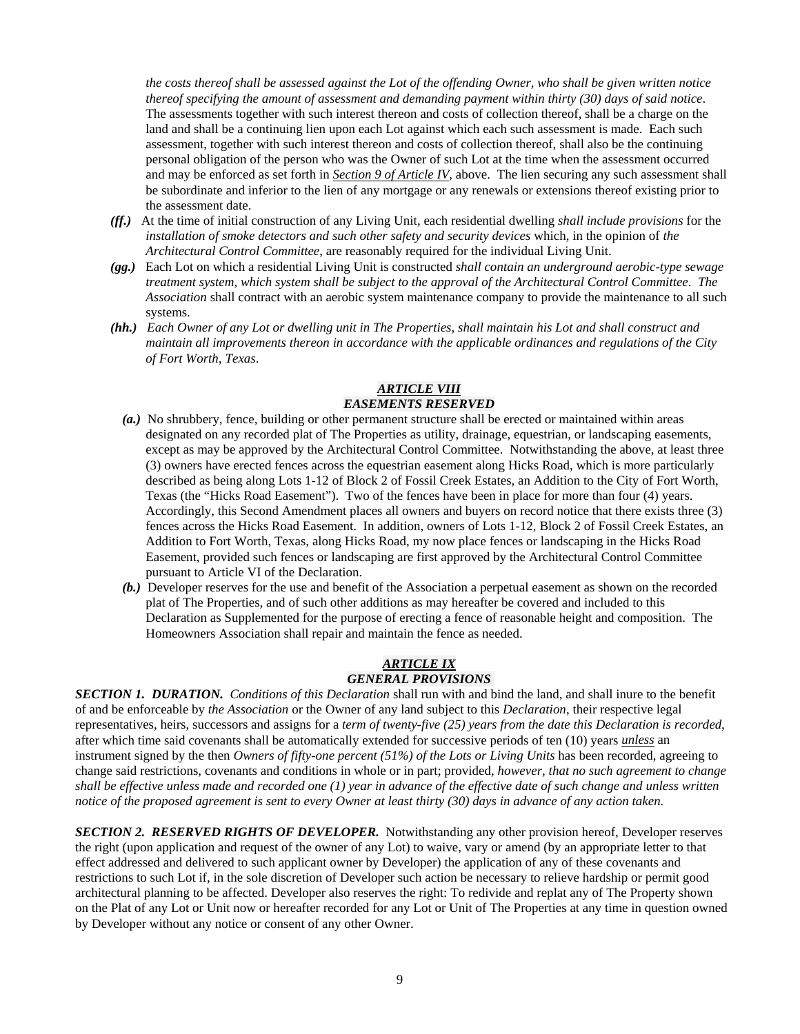*the costs thereof shall be assessed against the Lot of the offending Owner, who shall be given written notice thereof specifying the amount of assessment and demanding payment within thirty (30) days of said notice*. The assessments together with such interest thereon and costs of collection thereof, shall be a charge on the land and shall be a continuing lien upon each Lot against which each such assessment is made. Each such assessment, together with such interest thereon and costs of collection thereof, shall also be the continuing personal obligation of the person who was the Owner of such Lot at the time when the assessment occurred and may be enforced as set forth in ***Section 9 of Article IV***, above. The lien securing any such assessment shall be subordinate and inferior to the lien of any mortgage or any renewals or extensions thereof existing prior to the assessment date.

***(ff.)*** At the time of initial construction of any Living Unit, each residential dwelling *shall include provisions* for the *installation of smoke detectors and such other safety and security devices* which, in the opinion of *the Architectural Control Committee*, are reasonably required for the individual Living Unit.

***(gg.)*** Each Lot on which a residential Living Unit is constructed *shall contain an underground aerobic-type sewage treatment system, which system shall be subject to the approval of the Architectural Control Committee*. *The Association* shall contract with an aerobic system maintenance company to provide the maintenance to all such systems.

***(hh.)*** *Each Owner of any Lot or dwelling unit in The Properties, shall maintain his Lot and shall construct and maintain all improvements thereon in accordance with the applicable ordinances and regulations of the City of Fort Worth, Texas*.

## ***ARTICLE VIII***
## ***EASEMENTS RESERVED***

***(a.)*** No shrubbery, fence, building or other permanent structure shall be erected or maintained within areas designated on any recorded plat of The Properties as utility, drainage, equestrian, or landscaping easements, except as may be approved by the Architectural Control Committee. Notwithstanding the above, at least three (3) owners have erected fences across the equestrian easement along Hicks Road, which is more particularly described as being along Lots 1-12 of Block 2 of Fossil Creek Estates, an Addition to the City of Fort Worth, Texas (the "Hicks Road Easement"). Two of the fences have been in place for more than four (4) years. Accordingly, this Second Amendment places all owners and buyers on record notice that there exists three (3) fences across the Hicks Road Easement. In addition, owners of Lots 1-12, Block 2 of Fossil Creek Estates, an Addition to Fort Worth, Texas, along Hicks Road, my now place fences or landscaping in the Hicks Road Easement, provided such fences or landscaping are first approved by the Architectural Control Committee pursuant to Article VI of the Declaration.

***(b.)*** Developer reserves for the use and benefit of the Association a perpetual easement as shown on the recorded plat of The Properties, and of such other additions as may hereafter be covered and included to this Declaration as Supplemented for the purpose of erecting a fence of reasonable height and composition. The Homeowners Association shall repair and maintain the fence as needed.

## ***ARTICLE IX***
## ***GENERAL PROVISIONS***

***SECTION 1. DURATION.*** *Conditions of this Declaration* shall run with and bind the land, and shall inure to the benefit of and be enforceable by *the Association* or the Owner of any land subject to this *Declaration*, their respective legal representatives, heirs, successors and assigns for a *term of twenty-five (25) years from the date this Declaration is recorded*, after which time said covenants shall be automatically extended for successive periods of ten (10) years ***unless*** an instrument signed by the then *Owners of fifty-one percent (51%) of the Lots or Living Units* has been recorded, agreeing to change said restrictions, covenants and conditions in whole or in part; provided, *however, that no such agreement to change shall be effective unless made and recorded one (1) year in advance of the effective date of such change and unless written notice of the proposed agreement is sent to every Owner at least thirty (30) days in advance of any action taken.*

***SECTION 2. RESERVED RIGHTS OF DEVELOPER.*** Notwithstanding any other provision hereof, Developer reserves the right (upon application and request of the owner of any Lot) to waive, vary or amend (by an appropriate letter to that effect addressed and delivered to such applicant owner by Developer) the application of any of these covenants and restrictions to such Lot if, in the sole discretion of Developer such action be necessary to relieve hardship or permit good architectural planning to be affected. Developer also reserves the right: To redivide and replat any of The Property shown on the Plat of any Lot or Unit now or hereafter recorded for any Lot or Unit of The Properties at any time in question owned by Developer without any notice or consent of any other Owner.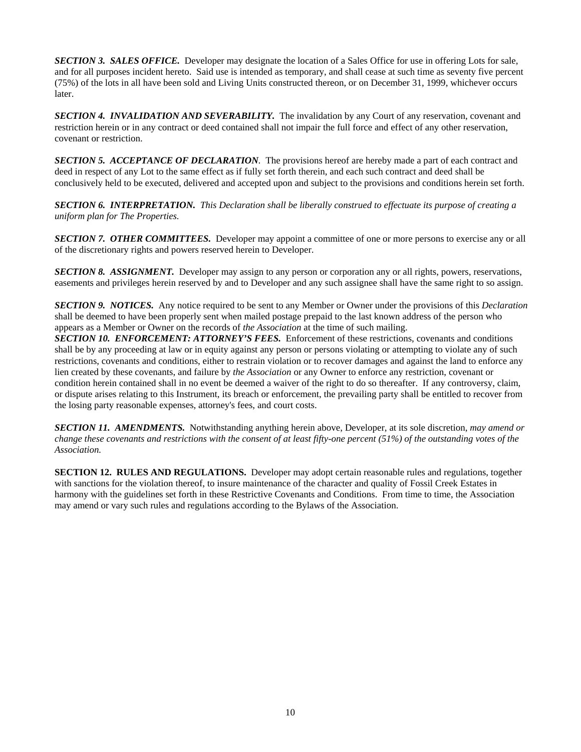***SECTION 3. SALES OFFICE.*** Developer may designate the location of a Sales Office for use in offering Lots for sale, and for all purposes incident hereto. Said use is intended as temporary, and shall cease at such time as seventy five percent (75%) of the lots in all have been sold and Living Units constructed thereon, or on December 31, 1999, whichever occurs later.

***SECTION 4. INVALIDATION AND SEVERABILITY.*** The invalidation by any Court of any reservation, covenant and restriction herein or in any contract or deed contained shall not impair the full force and effect of any other reservation, covenant or restriction.

***SECTION 5. ACCEPTANCE OF DECLARATION***. The provisions hereof are hereby made a part of each contract and deed in respect of any Lot to the same effect as if fully set forth therein, and each such contract and deed shall be conclusively held to be executed, delivered and accepted upon and subject to the provisions and conditions herein set forth.

***SECTION 6. INTERPRETATION.*** *This Declaration shall be liberally construed to effectuate its purpose of creating a uniform plan for The Properties.*

***SECTION 7. OTHER COMMITTEES.*** Developer may appoint a committee of one or more persons to exercise any or all of the discretionary rights and powers reserved herein to Developer.

***SECTION 8. ASSIGNMENT.*** Developer may assign to any person or corporation any or all rights, powers, reservations, easements and privileges herein reserved by and to Developer and any such assignee shall have the same right to so assign.

***SECTION 9. NOTICES.*** Any notice required to be sent to any Member or Owner under the provisions of this *Declaration* shall be deemed to have been properly sent when mailed postage prepaid to the last known address of the person who appears as a Member or Owner on the records of *the Association* at the time of such mailing.

***SECTION 10. ENFORCEMENT: ATTORNEY'S FEES.*** Enforcement of these restrictions, covenants and conditions shall be by any proceeding at law or in equity against any person or persons violating or attempting to violate any of such restrictions, covenants and conditions, either to restrain violation or to recover damages and against the land to enforce any lien created by these covenants, and failure by *the Association* or any Owner to enforce any restriction, covenant or condition herein contained shall in no event be deemed a waiver of the right to do so thereafter. If any controversy, claim, or dispute arises relating to this Instrument, its breach or enforcement, the prevailing party shall be entitled to recover from the losing party reasonable expenses, attorney's fees, and court costs.

***SECTION 11. AMENDMENTS.*** Notwithstanding anything herein above, Developer, at its sole discretion, *may amend or change these covenants and restrictions with the consent of at least fifty-one percent (51%) of the outstanding votes of the Association.*

**SECTION 12. RULES AND REGULATIONS.** Developer may adopt certain reasonable rules and regulations, together with sanctions for the violation thereof, to insure maintenance of the character and quality of Fossil Creek Estates in harmony with the guidelines set forth in these Restrictive Covenants and Conditions. From time to time, the Association may amend or vary such rules and regulations according to the Bylaws of the Association.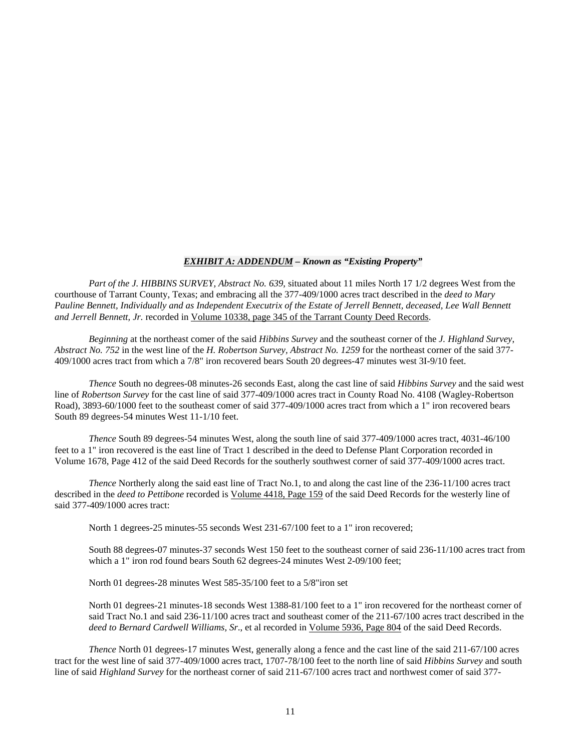***EXHIBIT A: ADDENDUM** – Known as "Existing Property"*

*Part of the J. HIBBINS SURVEY, Abstract No. 639*, situated about 11 miles North 17 1/2 degrees West from the courthouse of Tarrant County, Texas; and embracing all the 377-409/1000 acres tract described in the *deed to Mary Pauline Bennett, Individually and as Independent Executrix of the Estate of Jerrell Bennett, deceased, Lee Wall Bennett and Jerrell Bennett, Jr.* recorded in Volume 10338, page 345 of the Tarrant County Deed Records.

*Beginning* at the northeast comer of the said *Hibbins Survey* and the southeast corner of the *J. Highland Survey, Abstract No. 752* in the west line of the *H. Robertson Survey, Abstract No. 1259* for the northeast corner of the said 377-409/1000 acres tract from which a 7/8" iron recovered bears South 20 degrees-47 minutes west 3I-9/10 feet.

*Thence* South no degrees-08 minutes-26 seconds East, along the cast line of said *Hibbins Survey* and the said west line of *Robertson Survey* for the cast line of said 377-409/1000 acres tract in County Road No. 4108 (Wagley-Robertson Road), 3893-60/1000 feet to the southeast comer of said 377-409/1000 acres tract from which a 1" iron recovered bears South 89 degrees-54 minutes West 11-1/10 feet.

*Thence* South 89 degrees-54 minutes West, along the south line of said 377-409/1000 acres tract, 4031-46/100 feet to a 1" iron recovered is the east line of Tract 1 described in the deed to Defense Plant Corporation recorded in Volume 1678, Page 412 of the said Deed Records for the southerly southwest corner of said 377-409/1000 acres tract.

*Thence* Northerly along the said east line of Tract No.1, to and along the cast line of the 236-11/100 acres tract described in the *deed to Pettibone* recorded is Volume 4418, Page 159 of the said Deed Records for the westerly line of said 377-409/1000 acres tract:

North 1 degrees-25 minutes-55 seconds West 231-67/100 feet to a 1" iron recovered;

South 88 degrees-07 minutes-37 seconds West 150 feet to the southeast corner of said 236-11/100 acres tract from which a 1" iron rod found bears South 62 degrees-24 minutes West 2-09/100 feet;

North 01 degrees-28 minutes West 585-35/100 feet to a 5/8"iron set

North 01 degrees-21 minutes-18 seconds West 1388-81/100 feet to a 1" iron recovered for the northeast corner of said Tract No.1 and said 236-11/100 acres tract and southeast comer of the 211-67/100 acres tract described in the *deed to Bernard Cardwell Williams, Sr.*, et al recorded in Volume 5936, Page 804 of the said Deed Records.

*Thence* North 01 degrees-17 minutes West, generally along a fence and the cast line of the said 211-67/100 acres tract for the west line of said 377-409/1000 acres tract, 1707-78/100 feet to the north line of said *Hibbins Survey* and south line of said *Highland Survey* for the northeast corner of said 211-67/100 acres tract and northwest comer of said 377-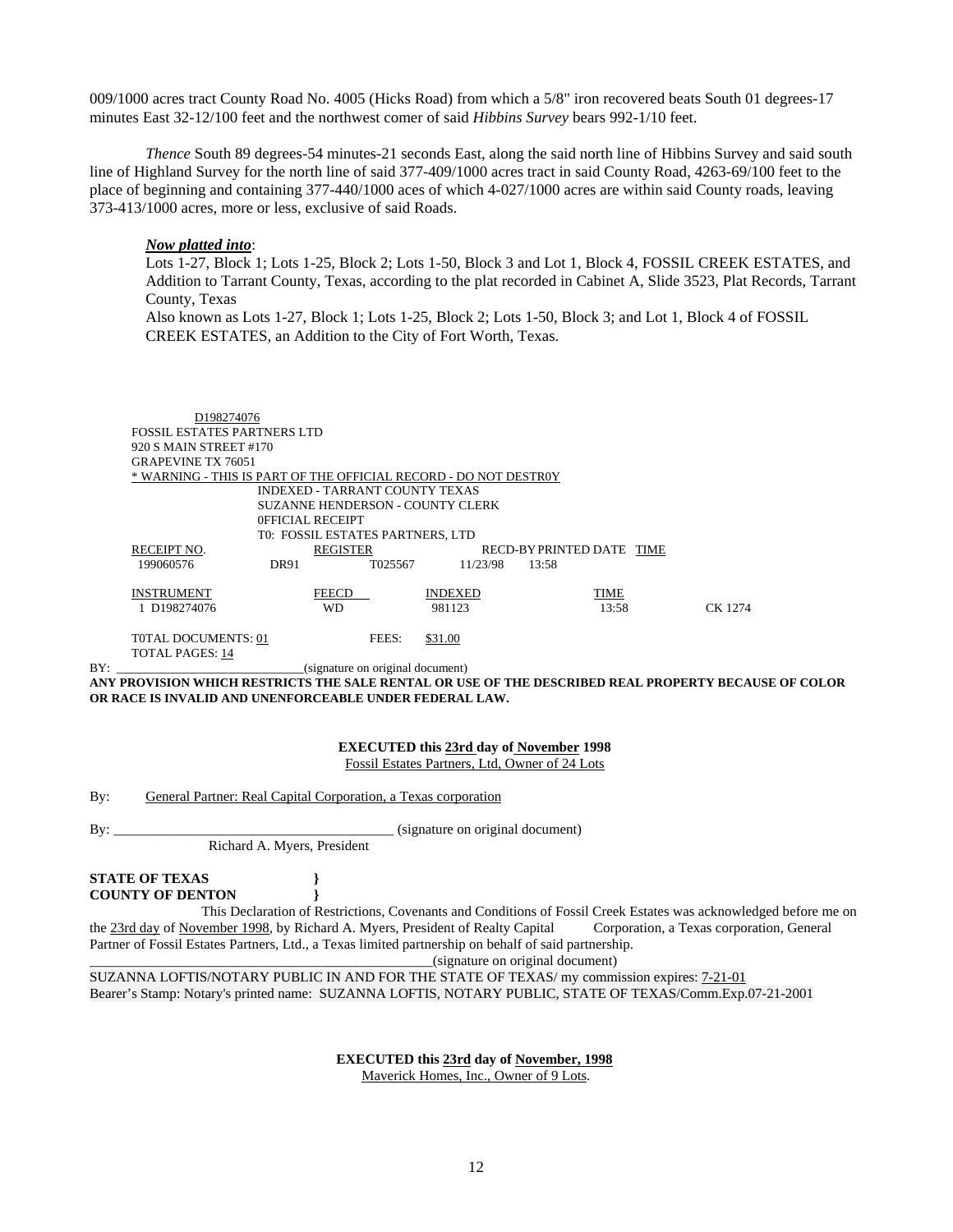009/1000 acres tract County Road No. 4005 (Hicks Road) from which a 5/8" iron recovered beats South 01 degrees-17 minutes East 32-12/100 feet and the northwest comer of said *Hibbins Survey* bears 992-1/10 feet.

*Thence* South 89 degrees-54 minutes-21 seconds East, along the said north line of Hibbins Survey and said south line of Highland Survey for the north line of said 377-409/1000 acres tract in said County Road, 4263-69/100 feet to the place of beginning and containing 377-440/1000 aces of which 4-027/1000 acres are within said County roads, leaving 373-413/1000 acres, more or less, exclusive of said Roads.

***Now platted into***:

Lots 1-27, Block 1; Lots 1-25, Block 2; Lots 1-50, Block 3 and Lot 1, Block 4, FOSSIL CREEK ESTATES, and Addition to Tarrant County, Texas, according to the plat recorded in Cabinet A, Slide 3523, Plat Records, Tarrant County, Texas

Also known as Lots 1-27, Block 1; Lots 1-25, Block 2; Lots 1-50, Block 3; and Lot 1, Block 4 of FOSSIL CREEK ESTATES, an Addition to the City of Fort Worth, Texas.

D198274076
FOSSIL ESTATES PARTNERS LTD
920 S MAIN STREET #170
GRAPEVINE TX 76051
* WARNING - THIS IS PART OF THE OFFICIAL RECORD - DO NOT DESTR0Y

INDEXED - TARRANT COUNTY TEXAS
SUZANNE HENDERSON - COUNTY CLERK
0FFICIAL RECEIPT
T0: FOSSIL ESTATES PARTNERS, LTD

| RECEIPT NO. | REGISTER | | RECD-BY | PRINTED DATE | TIME |
|---|---|---|---|---|---|
| 199060576 | DR91 | T025567 | 11/23/98 | 13:58 | |

| INSTRUMENT | FEECD | INDEXED | TIME | |
|---|---|---|---|---|
| 1 D198274076 | WD | 981123 | 13:58 | CK 1274 |

T0TAL DOCUMENTS: 01 FEES: $31.00
TOTAL PAGES: 14

BY: ____________________________(signature on original document)

**ANY PROVISION WHICH RESTRICTS THE SALE RENTAL OR USE OF THE DESCRIBED REAL PROPERTY BECAUSE OF COLOR OR RACE IS INVALID AND UNENFORCEABLE UNDER FEDERAL LAW.**

**EXECUTED this 23rd day of November 1998**
Fossil Estates Partners, Ltd, Owner of 24 Lots

By: General Partner: Real Capital Corporation, a Texas corporation

By: ________________________________________ (signature on original document)
Richard A. Myers, President

**STATE OF TEXAS }**
**COUNTY OF DENTON }**

This Declaration of Restrictions, Covenants and Conditions of Fossil Creek Estates was acknowledged before me on the 23rd day of November 1998, by Richard A. Myers, President of Realty Capital Corporation, a Texas corporation, General Partner of Fossil Estates Partners, Ltd., a Texas limited partnership on behalf of said partnership.

____________________________________________________(signature on original document)

SUZANNA LOFTIS/NOTARY PUBLIC IN AND FOR THE STATE OF TEXAS/ my commission expires: 7-21-01
Bearer's Stamp: Notary's printed name: SUZANNA LOFTIS, NOTARY PUBLIC, STATE OF TEXAS/Comm.Exp.07-21-2001

**EXECUTED this 23rd day of November, 1998**
Maverick Homes, Inc., Owner of 9 Lots.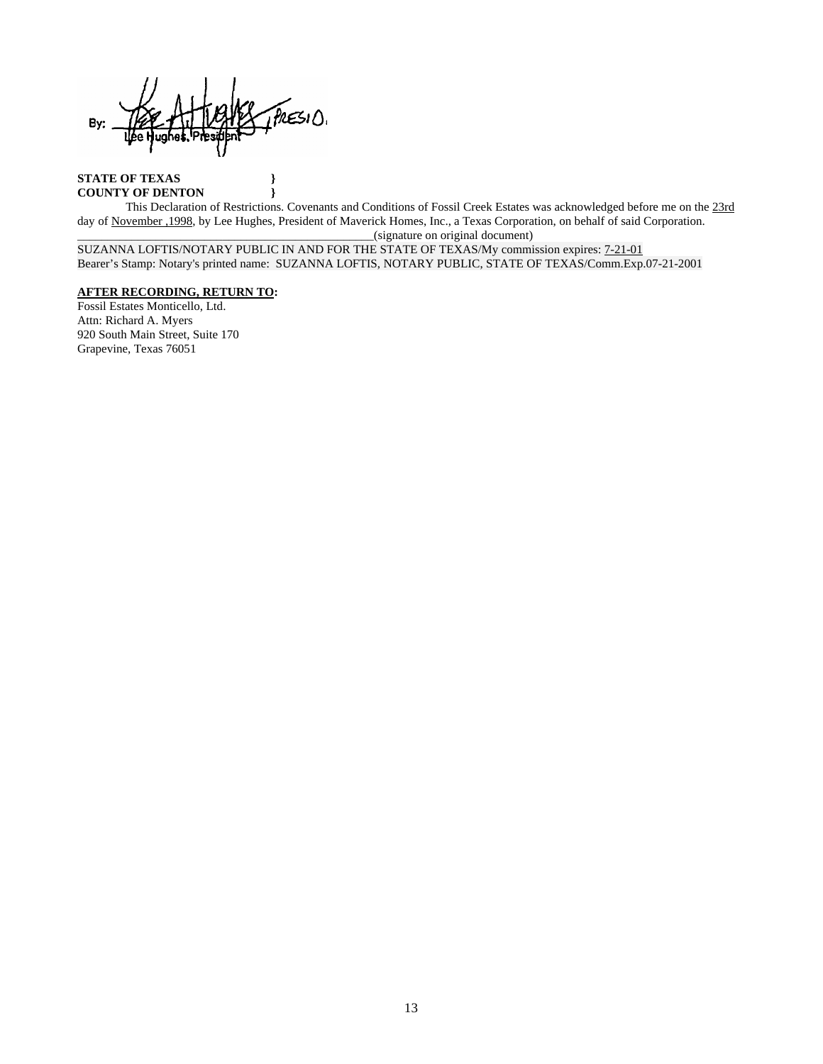By: Lee Hughes, President

**STATE OF TEXAS }**
**COUNTY OF DENTON }**

This Declaration of Restrictions. Covenants and Conditions of Fossil Creek Estates was acknowledged before me on the 23rd day of November ,1998, by Lee Hughes, President of Maverick Homes, Inc., a Texas Corporation, on behalf of said Corporation.

_________________________________________________(signature on original document)

SUZANNA LOFTIS/NOTARY PUBLIC IN AND FOR THE STATE OF TEXAS/My commission expires: 7-21-01
Bearer's Stamp: Notary's printed name: SUZANNA LOFTIS, NOTARY PUBLIC, STATE OF TEXAS/Comm.Exp.07-21-2001

**AFTER RECORDING, RETURN TO:**
Fossil Estates Monticello, Ltd.
Attn: Richard A. Myers
920 South Main Street, Suite 170
Grapevine, Texas 76051